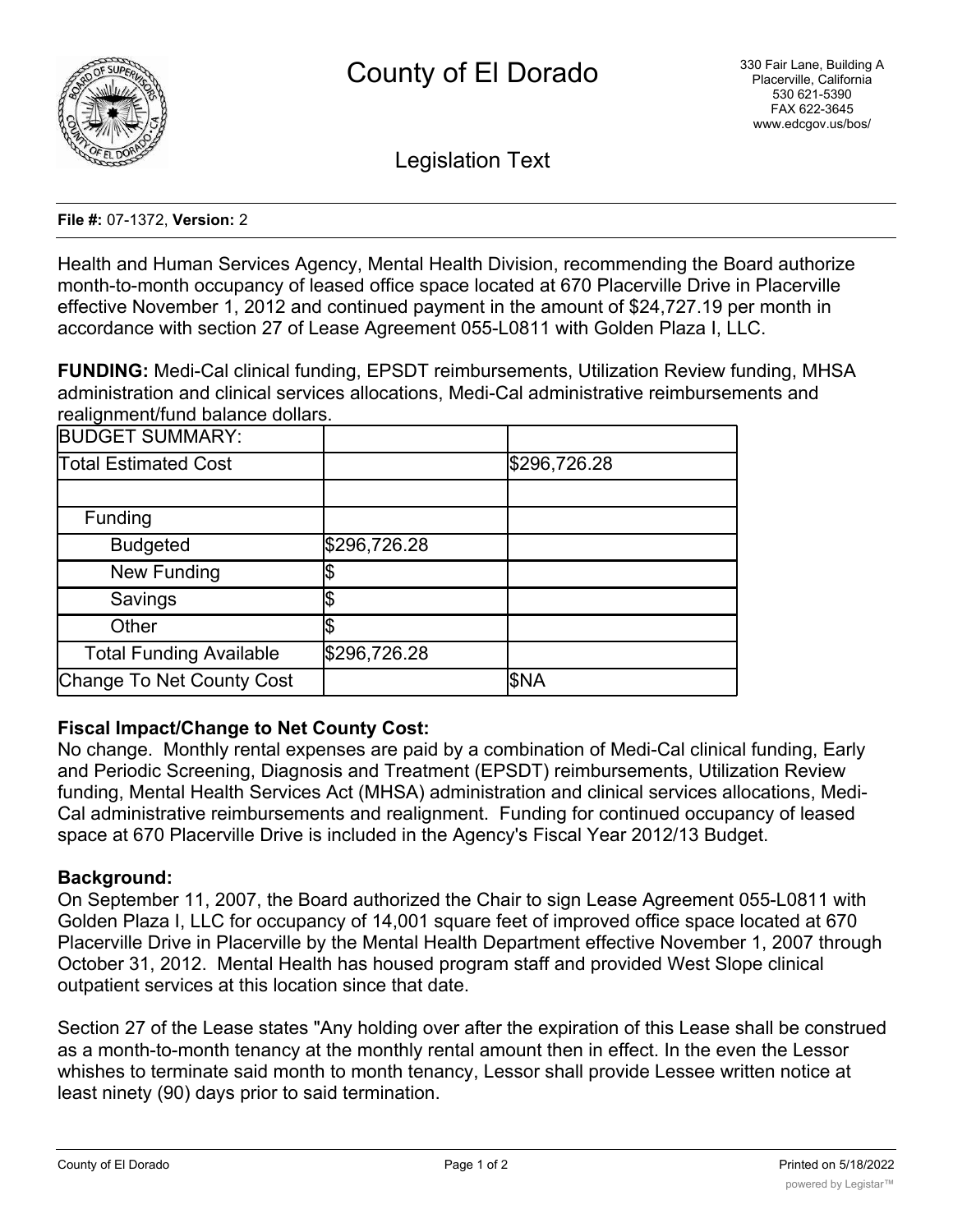# County of El Dorado

330 Fair Lane, Building A
Placerville, California
530 621-5390
FAX 622-3645
www.edcgov.us/bos/

## Legislation Text

**File #:** 07-1372, **Version:** 2

Health and Human Services Agency, Mental Health Division, recommending the Board authorize month-to-month occupancy of leased office space located at 670 Placerville Drive in Placerville effective November 1, 2012 and continued payment in the amount of $24,727.19 per month in accordance with section 27 of Lease Agreement 055-L0811 with Golden Plaza I, LLC.

**FUNDING:** Medi-Cal clinical funding, EPSDT reimbursements, Utilization Review funding, MHSA administration and clinical services allocations, Medi-Cal administrative reimbursements and realignment/fund balance dollars.

| BUDGET SUMMARY: | | |
|---|---|---|
| Total Estimated Cost | | $296,726.28 |
| | | |
| Funding | | |
| Budgeted | $296,726.28 | |
| New Funding | $ | |
| Savings | $ | |
| Other | $ | |
| Total Funding Available | $296,726.28 | |
| Change To Net County Cost | | $NA |

**Fiscal Impact/Change to Net County Cost:**

No change. Monthly rental expenses are paid by a combination of Medi-Cal clinical funding, Early and Periodic Screening, Diagnosis and Treatment (EPSDT) reimbursements, Utilization Review funding, Mental Health Services Act (MHSA) administration and clinical services allocations, Medi-Cal administrative reimbursements and realignment. Funding for continued occupancy of leased space at 670 Placerville Drive is included in the Agency's Fiscal Year 2012/13 Budget.

**Background:**

On September 11, 2007, the Board authorized the Chair to sign Lease Agreement 055-L0811 with Golden Plaza I, LLC for occupancy of 14,001 square feet of improved office space located at 670 Placerville Drive in Placerville by the Mental Health Department effective November 1, 2007 through October 31, 2012. Mental Health has housed program staff and provided West Slope clinical outpatient services at this location since that date.

Section 27 of the Lease states "Any holding over after the expiration of this Lease shall be construed as a month-to-month tenancy at the monthly rental amount then in effect. In the even the Lessor whishes to terminate said month to month tenancy, Lessor shall provide Lessee written notice at least ninety (90) days prior to said termination.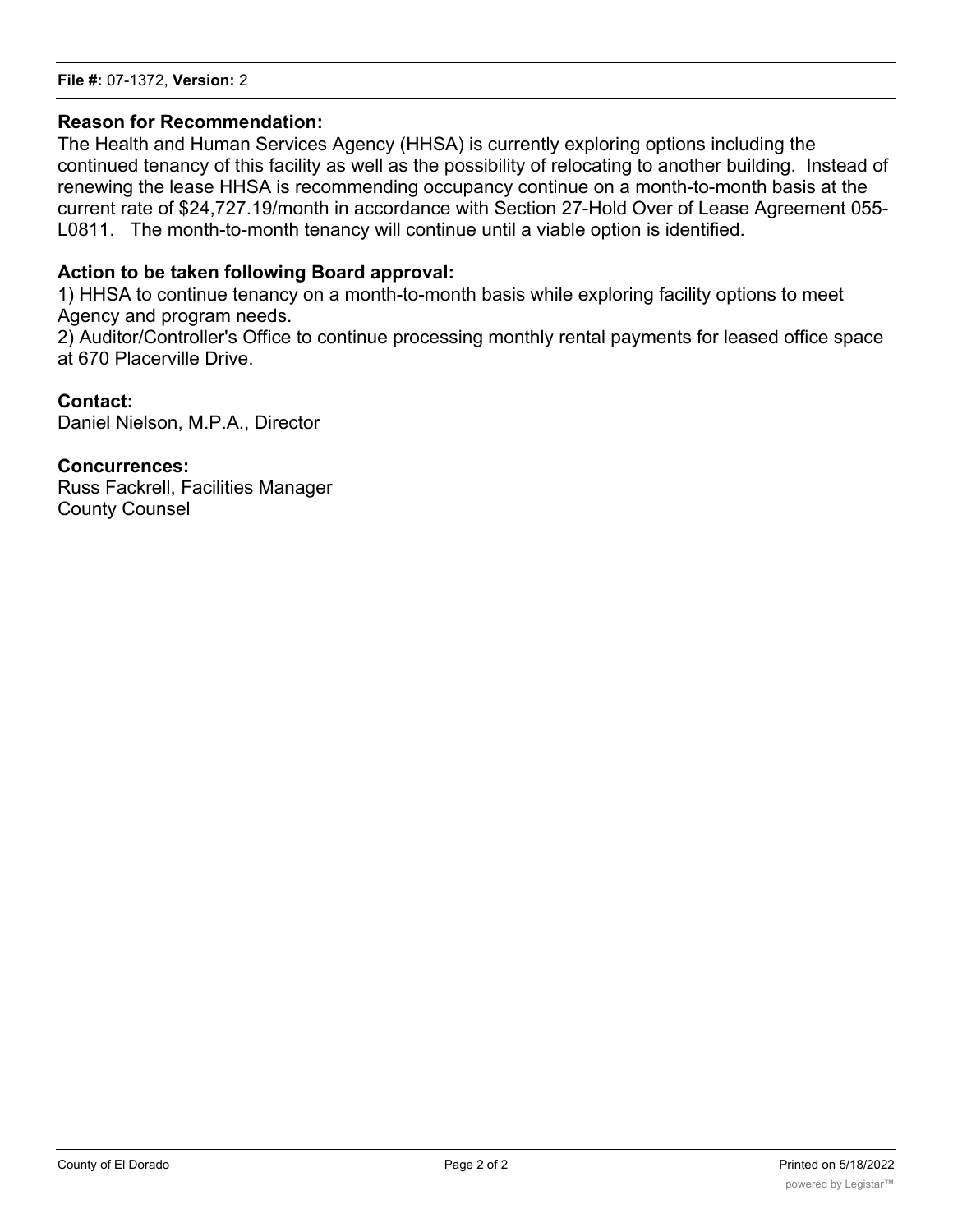**Reason for Recommendation:**

The Health and Human Services Agency (HHSA) is currently exploring options including the continued tenancy of this facility as well as the possibility of relocating to another building. Instead of renewing the lease HHSA is recommending occupancy continue on a month-to-month basis at the current rate of $24,727.19/month in accordance with Section 27-Hold Over of Lease Agreement 055-L0811. The month-to-month tenancy will continue until a viable option is identified.

**Action to be taken following Board approval:**

1) HHSA to continue tenancy on a month-to-month basis while exploring facility options to meet Agency and program needs.
2) Auditor/Controller's Office to continue processing monthly rental payments for leased office space at 670 Placerville Drive.

**Contact:**

Daniel Nielson, M.P.A., Director

**Concurrences:**

Russ Fackrell, Facilities Manager
County Counsel